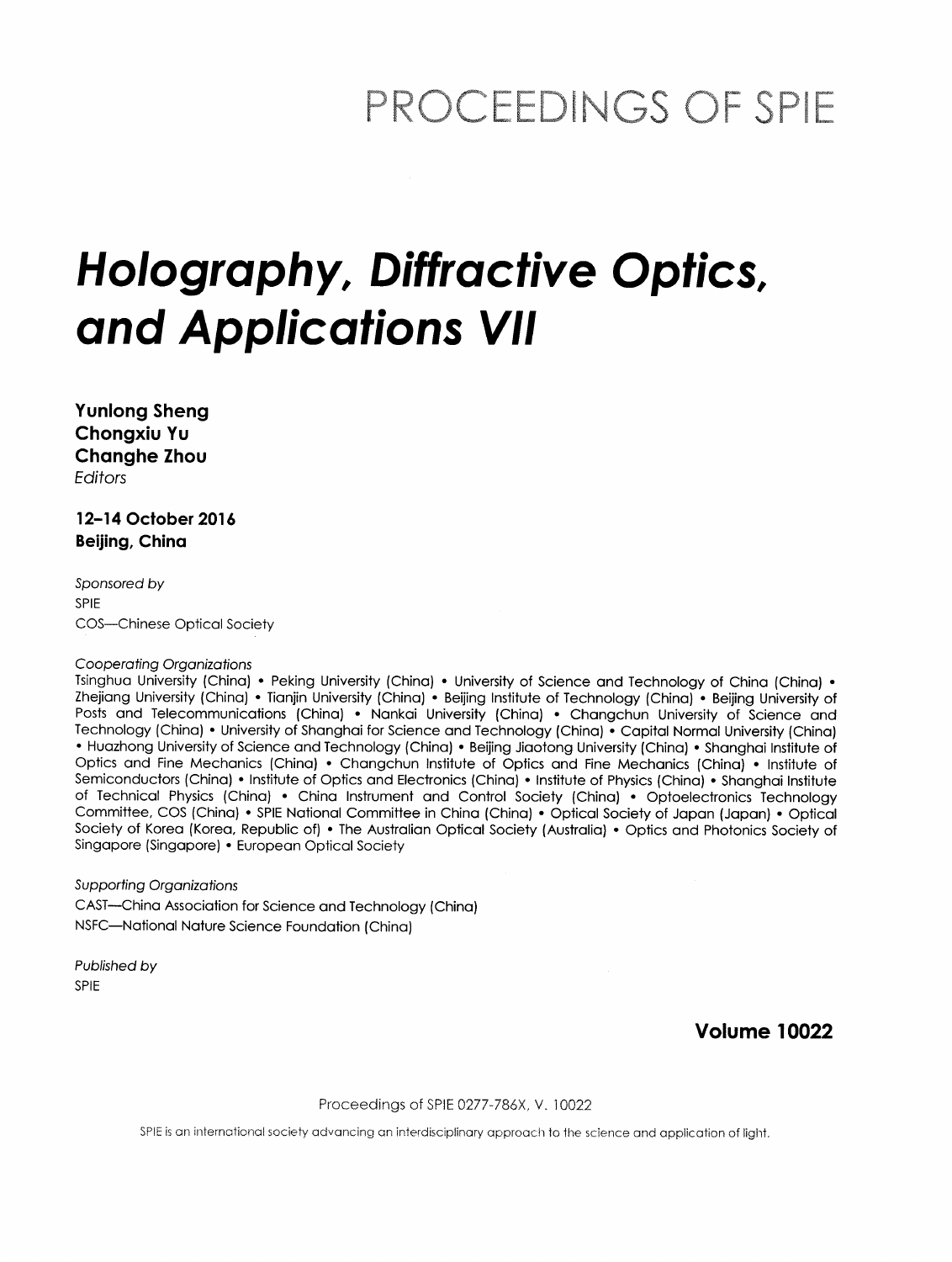# PROCEEDINGS OF SPIE

# *Holography, Diffractive Optics, and Applications VII*

**Yunlong Sheng**
**Chongxiu Yu**
**Changhe Zhou**
*Editors*

**12–14 October 2016**
**Beijing, China**

*Sponsored by*
SPIE
COS—Chinese Optical Society

*Cooperating Organizations*
Tsinghua University (China) • Peking University (China) • University of Science and Technology of China (China) • Zhejiang University (China) • Tianjin University (China) • Beijing Institute of Technology (China) • Beijing University of Posts and Telecommunications (China) • Nankai University (China) • Changchun University of Science and Technology (China) • University of Shanghai for Science and Technology (China) • Capital Normal University (China) • Huazhong University of Science and Technology (China) • Beijing Jiaotong University (China) • Shanghai Institute of Optics and Fine Mechanics (China) • Changchun Institute of Optics and Fine Mechanics (China) • Institute of Semiconductors (China) • Institute of Optics and Electronics (China) • Institute of Physics (China) • Shanghai Institute of Technical Physics (China) • China Instrument and Control Society (China) • Optoelectronics Technology Committee, COS (China) • SPIE National Committee in China (China) • Optical Society of Japan (Japan) • Optical Society of Korea (Korea, Republic of) • The Australian Optical Society (Australia) • Optics and Photonics Society of Singapore (Singapore) • European Optical Society

*Supporting Organizations*
CAST—China Association for Science and Technology (China)
NSFC—National Nature Science Foundation (China)

*Published by*
SPIE

**Volume 10022**

Proceedings of SPIE 0277-786X, V. 10022

SPIE is an international society advancing an interdisciplinary approach to the science and application of light.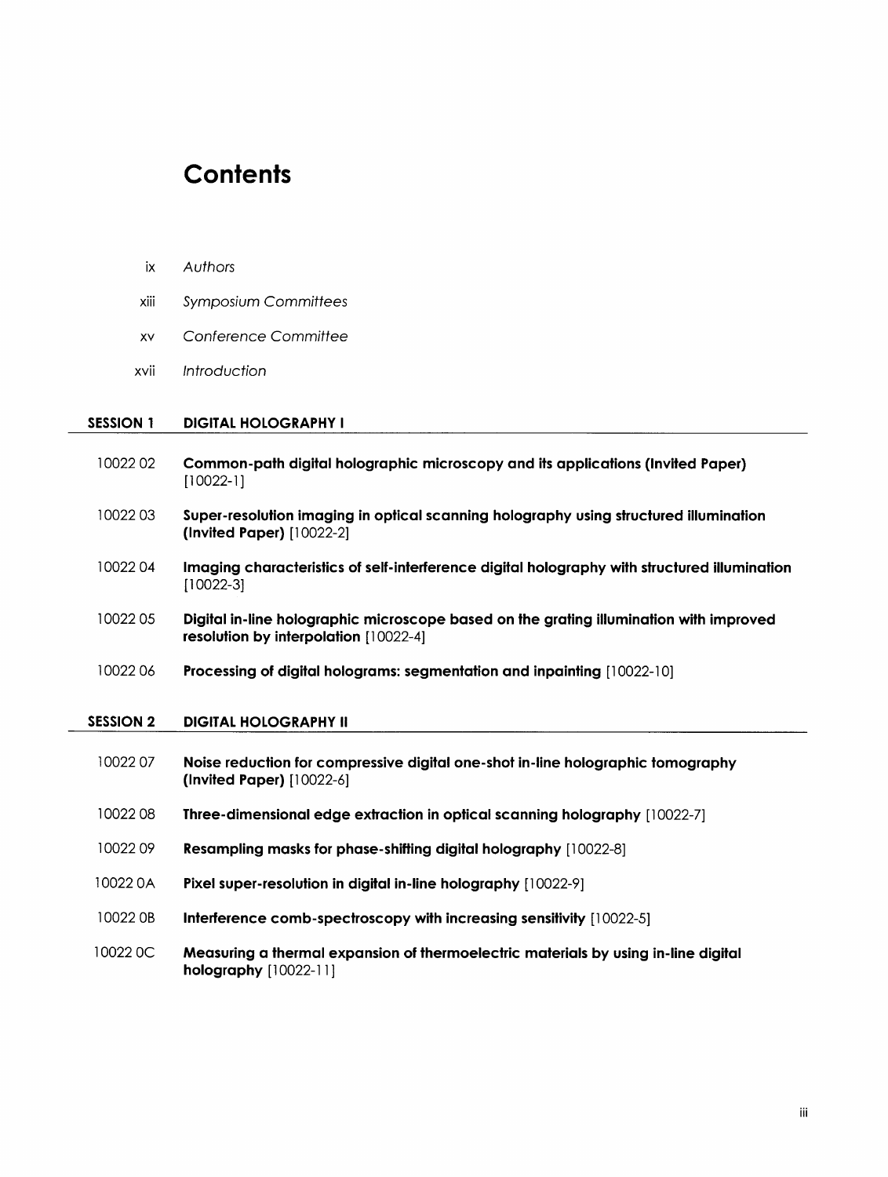# Contents

ix *Authors*

xiii *Symposium Committees*

xv *Conference Committee*

xvii *Introduction*

## SESSION 1 DIGITAL HOLOGRAPHY I

10022 02 **Common-path digital holographic microscopy and its applications (Invited Paper)** [10022-1]

10022 03 **Super-resolution imaging in optical scanning holography using structured illumination (Invited Paper)** [10022-2]

10022 04 **Imaging characteristics of self-interference digital holography with structured illumination** [10022-3]

10022 05 **Digital in-line holographic microscope based on the grating illumination with improved resolution by interpolation** [10022-4]

10022 06 **Processing of digital holograms: segmentation and inpainting** [10022-10]

## SESSION 2 DIGITAL HOLOGRAPHY II

10022 07 **Noise reduction for compressive digital one-shot in-line holographic tomography (Invited Paper)** [10022-6]

10022 08 **Three-dimensional edge extraction in optical scanning holography** [10022-7]

10022 09 **Resampling masks for phase-shifting digital holography** [10022-8]

10022 0A **Pixel super-resolution in digital in-line holography** [10022-9]

10022 0B **Interference comb-spectroscopy with increasing sensitivity** [10022-5]

10022 0C **Measuring a thermal expansion of thermoelectric materials by using in-line digital holography** [10022-11]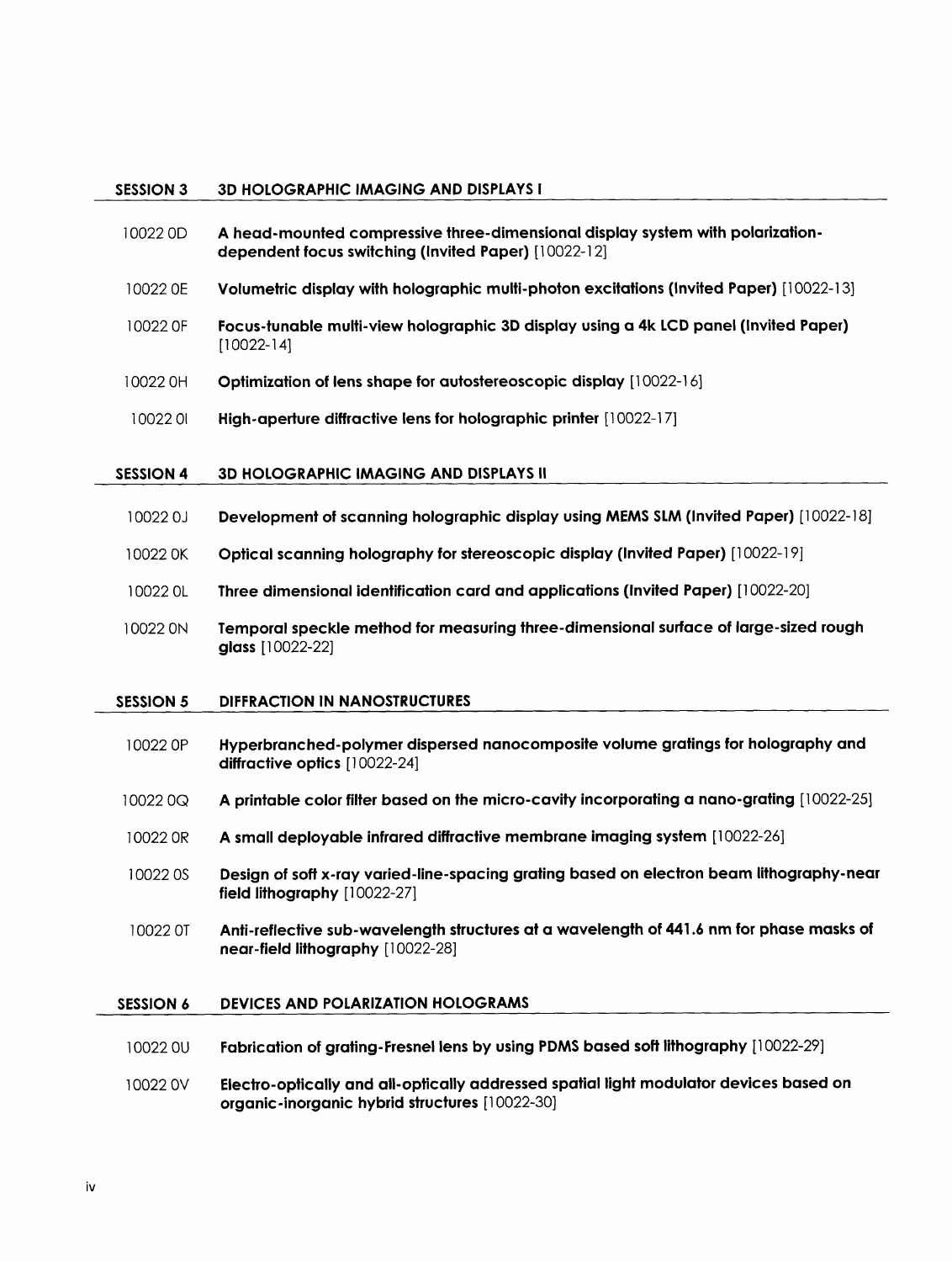## SESSION 3 3D HOLOGRAPHIC IMAGING AND DISPLAYS I

10022 0D **A head-mounted compressive three-dimensional display system with polarization-dependent focus switching (Invited Paper)** [10022-12]

10022 0E **Volumetric display with holographic multi-photon excitations (Invited Paper)** [10022-13]

10022 0F **Focus-tunable multi-view holographic 3D display using a 4k LCD panel (Invited Paper)** [10022-14]

10022 0H **Optimization of lens shape for autostereoscopic display** [10022-16]

10022 0I **High-aperture diffractive lens for holographic printer** [10022-17]

## SESSION 4 3D HOLOGRAPHIC IMAGING AND DISPLAYS II

10022 0J **Development of scanning holographic display using MEMS SLM (Invited Paper)** [10022-18]

10022 0K **Optical scanning holography for stereoscopic display (Invited Paper)** [10022-19]

10022 0L **Three dimensional identification card and applications (Invited Paper)** [10022-20]

10022 0N **Temporal speckle method for measuring three-dimensional surface of large-sized rough glass** [10022-22]

## SESSION 5 DIFFRACTION IN NANOSTRUCTURES

10022 0P **Hyperbranched-polymer dispersed nanocomposite volume gratings for holography and diffractive optics** [10022-24]

10022 0Q **A printable color filter based on the micro-cavity incorporating a nano-grating** [10022-25]

10022 0R **A small deployable infrared diffractive membrane imaging system** [10022-26]

10022 0S **Design of soft x-ray varied-line-spacing grating based on electron beam lithography-near field lithography** [10022-27]

10022 0T **Anti-reflective sub-wavelength structures at a wavelength of 441.6 nm for phase masks of near-field lithography** [10022-28]

## SESSION 6 DEVICES AND POLARIZATION HOLOGRAMS

10022 0U **Fabrication of grating-Fresnel lens by using PDMS based soft lithography** [10022-29]

10022 0V **Electro-optically and all-optically addressed spatial light modulator devices based on organic-inorganic hybrid structures** [10022-30]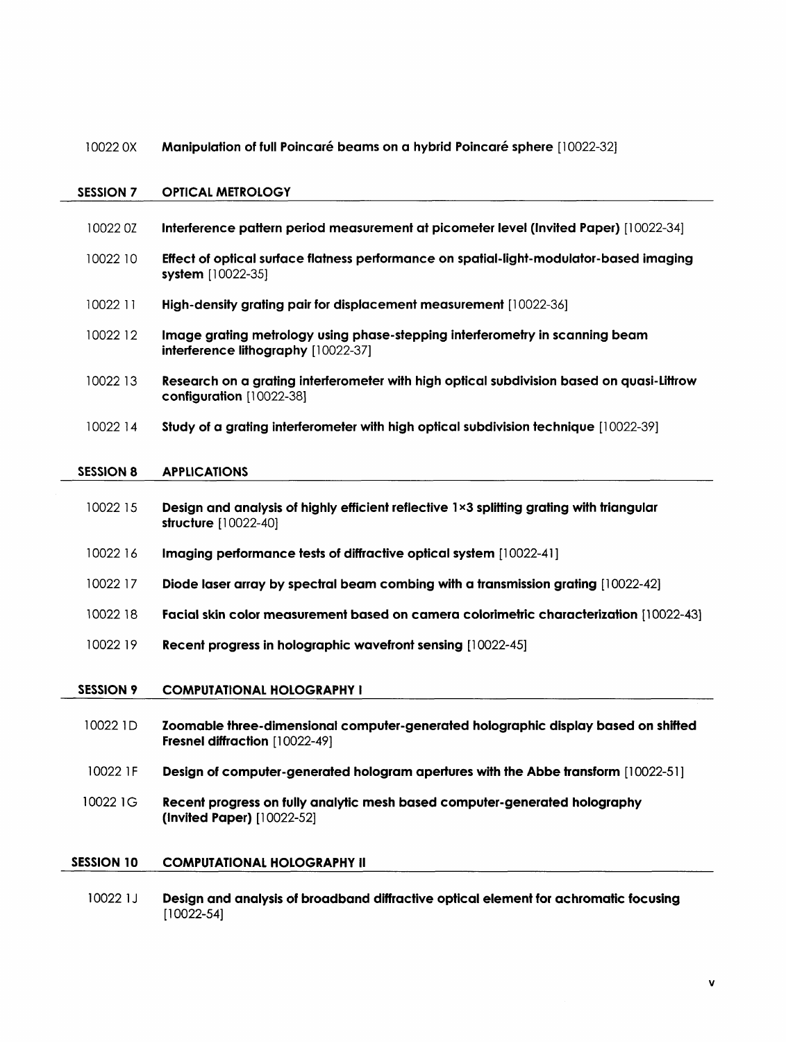10022 0X **Manipulation of full Poincaré beams on a hybrid Poincaré sphere** [10022-32]

## SESSION 7 OPTICAL METROLOGY

10022 0Z **Interference pattern period measurement at picometer level (Invited Paper)** [10022-34]

10022 10 **Effect of optical surface flatness performance on spatial-light-modulator-based imaging system** [10022-35]

10022 11 **High-density grating pair for displacement measurement** [10022-36]

10022 12 **Image grating metrology using phase-stepping interferometry in scanning beam interference lithography** [10022-37]

10022 13 **Research on a grating interferometer with high optical subdivision based on quasi-Littrow configuration** [10022-38]

10022 14 **Study of a grating interferometer with high optical subdivision technique** [10022-39]

## SESSION 8 APPLICATIONS

10022 15 **Design and analysis of highly efficient reflective 1×3 splitting grating with triangular structure** [10022-40]

10022 16 **Imaging performance tests of diffractive optical system** [10022-41]

10022 17 **Diode laser array by spectral beam combing with a transmission grating** [10022-42]

10022 18 **Facial skin color measurement based on camera colorimetric characterization** [10022-43]

10022 19 **Recent progress in holographic wavefront sensing** [10022-45]

## SESSION 9 COMPUTATIONAL HOLOGRAPHY I

10022 1D **Zoomable three-dimensional computer-generated holographic display based on shifted Fresnel diffraction** [10022-49]

10022 1F **Design of computer-generated hologram apertures with the Abbe transform** [10022-51]

10022 1G **Recent progress on fully analytic mesh based computer-generated holography (Invited Paper)** [10022-52]

## SESSION 10 COMPUTATIONAL HOLOGRAPHY II

10022 1J **Design and analysis of broadband diffractive optical element for achromatic focusing** [10022-54]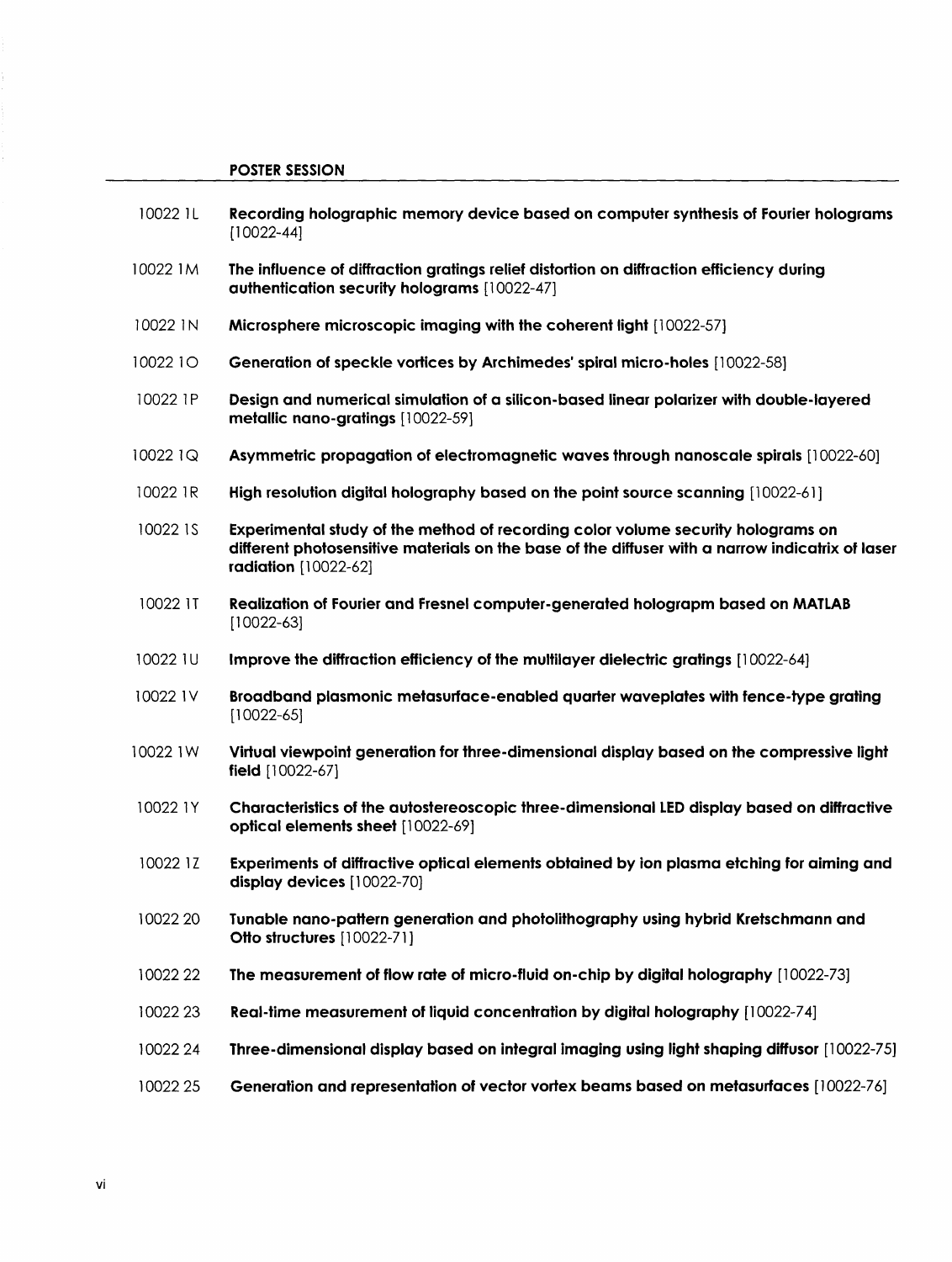## POSTER SESSION

10022 1L **Recording holographic memory device based on computer synthesis of Fourier holograms** [10022-44]

10022 1M **The influence of diffraction gratings relief distortion on diffraction efficiency during authentication security holograms** [10022-47]

10022 1N **Microsphere microscopic imaging with the coherent light** [10022-57]

10022 1O **Generation of speckle vortices by Archimedes' spiral micro-holes** [10022-58]

10022 1P **Design and numerical simulation of a silicon-based linear polarizer with double-layered metallic nano-gratings** [10022-59]

10022 1Q **Asymmetric propagation of electromagnetic waves through nanoscale spirals** [10022-60]

10022 1R **High resolution digital holography based on the point source scanning** [10022-61]

10022 1S **Experimental study of the method of recording color volume security holograms on different photosensitive materials on the base of the diffuser with a narrow indicatrix of laser radiation** [10022-62]

10022 1T **Realization of Fourier and Fresnel computer-generated holograpm based on MATLAB** [10022-63]

10022 1U **Improve the diffraction efficiency of the multilayer dielectric gratings** [10022-64]

10022 1V **Broadband plasmonic metasurface-enabled quarter waveplates with fence-type grating** [10022-65]

10022 1W **Virtual viewpoint generation for three-dimensional display based on the compressive light field** [10022-67]

10022 1Y **Characteristics of the autostereoscopic three-dimensional LED display based on diffractive optical elements sheet** [10022-69]

10022 1Z **Experiments of diffractive optical elements obtained by ion plasma etching for aiming and display devices** [10022-70]

10022 20 **Tunable nano-pattern generation and photolithography using hybrid Kretschmann and Otto structures** [10022-71]

10022 22 **The measurement of flow rate of micro-fluid on-chip by digital holography** [10022-73]

10022 23 **Real-time measurement of liquid concentration by digital holography** [10022-74]

10022 24 **Three-dimensional display based on integral imaging using light shaping diffusor** [10022-75]

10022 25 **Generation and representation of vector vortex beams based on metasurfaces** [10022-76]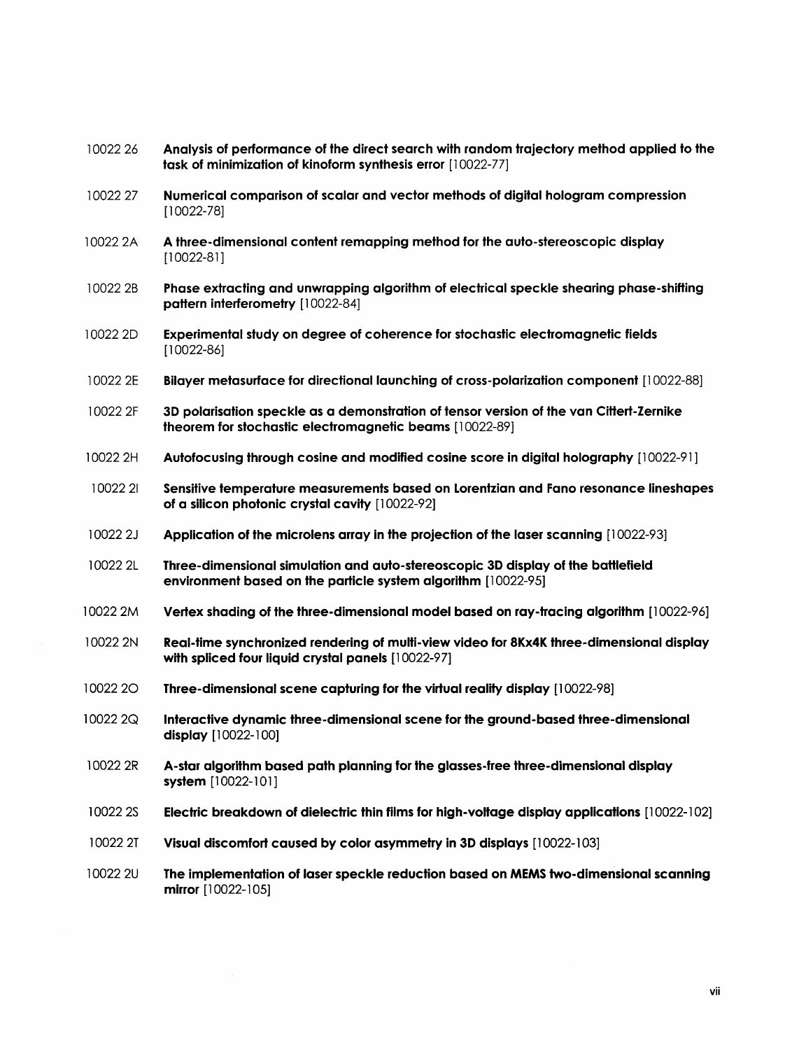10022 26 **Analysis of performance of the direct search with random trajectory method applied to the task of minimization of kinoform synthesis error** [10022-77]

10022 27 **Numerical comparison of scalar and vector methods of digital hologram compression** [10022-78]

10022 2A **A three-dimensional content remapping method for the auto-stereoscopic display** [10022-81]

10022 2B **Phase extracting and unwrapping algorithm of electrical speckle shearing phase-shifting pattern interferometry** [10022-84]

10022 2D **Experimental study on degree of coherence for stochastic electromagnetic fields** [10022-86]

10022 2E **Bilayer metasurface for directional launching of cross-polarization component** [10022-88]

10022 2F **3D polarisation speckle as a demonstration of tensor version of the van Cittert-Zernike theorem for stochastic electromagnetic beams** [10022-89]

10022 2H **Autofocusing through cosine and modified cosine score in digital holography** [10022-91]

10022 2I **Sensitive temperature measurements based on Lorentzian and Fano resonance lineshapes of a silicon photonic crystal cavity** [10022-92]

10022 2J **Application of the microlens array in the projection of the laser scanning** [10022-93]

10022 2L **Three-dimensional simulation and auto-stereoscopic 3D display of the battlefield environment based on the particle system algorithm** [10022-95]

10022 2M **Vertex shading of the three-dimensional model based on ray-tracing algorithm** [10022-96]

10022 2N **Real-time synchronized rendering of multi-view video for 8Kx4K three-dimensional display with spliced four liquid crystal panels** [10022-97]

10022 2O **Three-dimensional scene capturing for the virtual reality display** [10022-98]

10022 2Q **Interactive dynamic three-dimensional scene for the ground-based three-dimensional display** [10022-100]

10022 2R **A-star algorithm based path planning for the glasses-free three-dimensional display system** [10022-101]

10022 2S **Electric breakdown of dielectric thin films for high-voltage display applications** [10022-102]

10022 2T **Visual discomfort caused by color asymmetry in 3D displays** [10022-103]

10022 2U **The implementation of laser speckle reduction based on MEMS two-dimensional scanning mirror** [10022-105]